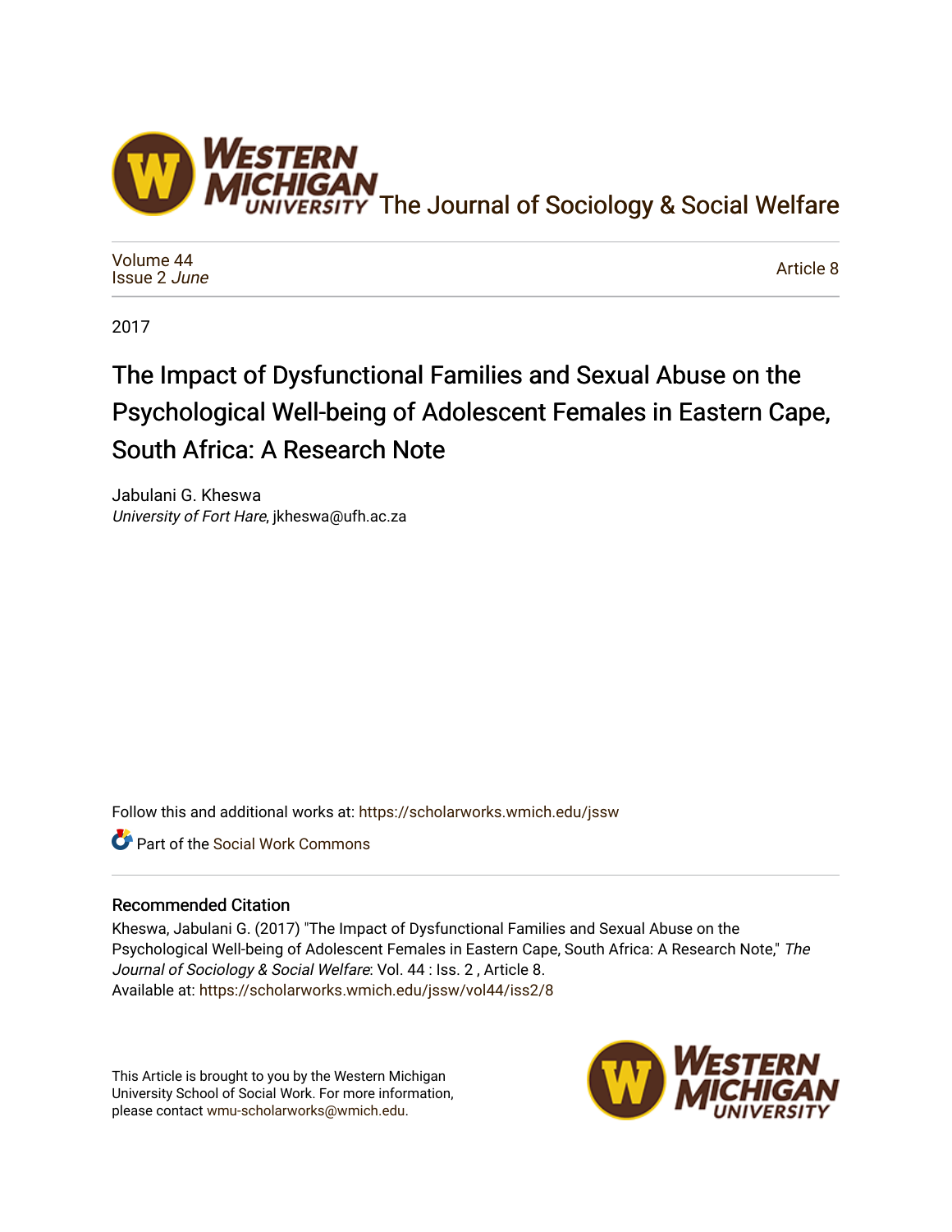The Journal of Sociology & Social Welfare

Volume 44
Issue 2 *June*

Article 8

2017

# The Impact of Dysfunctional Families and Sexual Abuse on the Psychological Well-being of Adolescent Females in Eastern Cape, South Africa: A Research Note

Jabulani G. Kheswa
*University of Fort Hare*, jkheswa@ufh.ac.za

Follow this and additional works at: https://scholarworks.wmich.edu/jssw

Part of the Social Work Commons

## Recommended Citation

Kheswa, Jabulani G. (2017) "The Impact of Dysfunctional Families and Sexual Abuse on the Psychological Well-being of Adolescent Females in Eastern Cape, South Africa: A Research Note," *The Journal of Sociology & Social Welfare*: Vol. 44 : Iss. 2 , Article 8.
Available at: https://scholarworks.wmich.edu/jssw/vol44/iss2/8

This Article is brought to you by the Western Michigan University School of Social Work. For more information, please contact wmu-scholarworks@wmich.edu.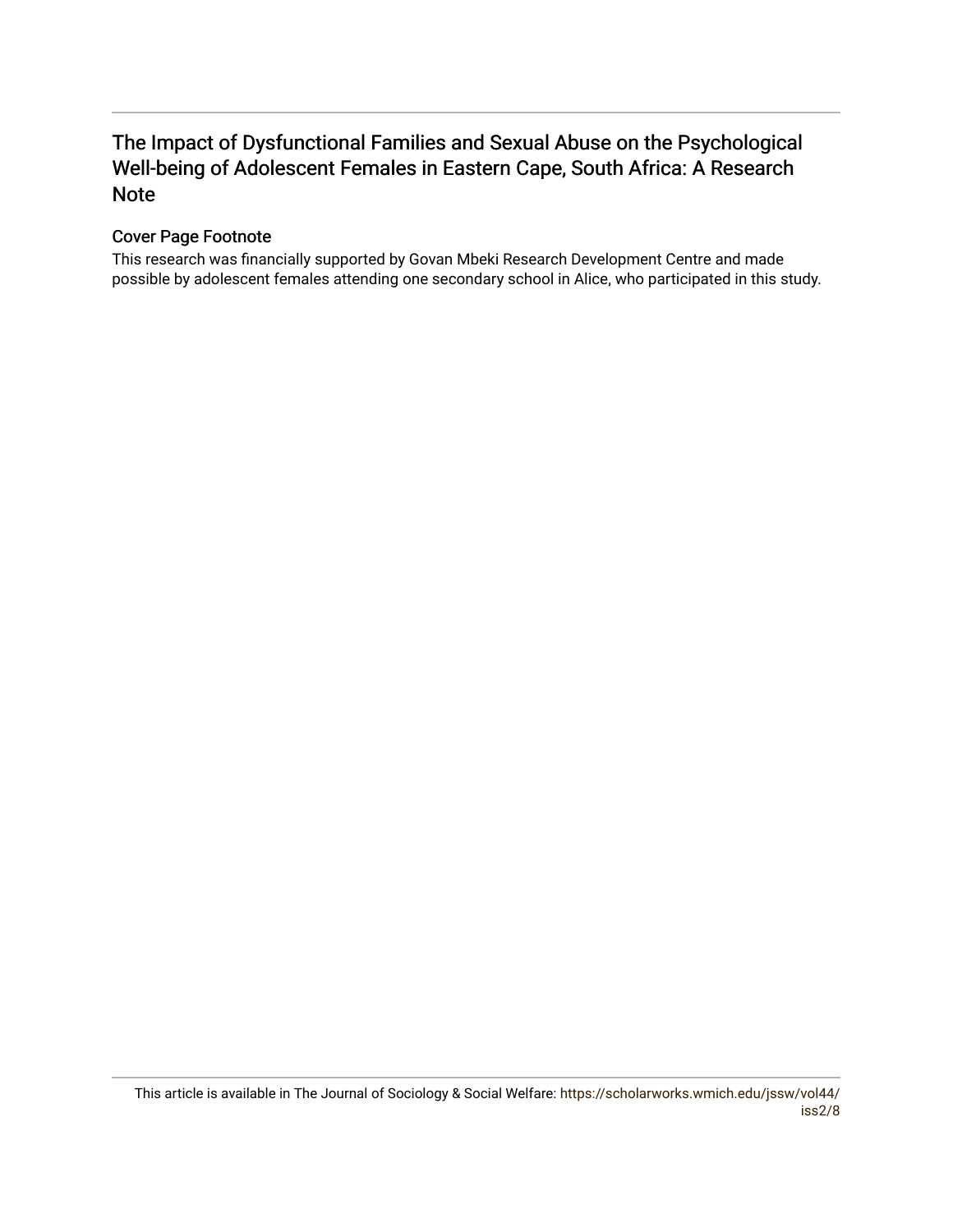## The Impact of Dysfunctional Families and Sexual Abuse on the Psychological Well-being of Adolescent Females in Eastern Cape, South Africa: A Research Note

### Cover Page Footnote

This research was financially supported by Govan Mbeki Research Development Centre and made possible by adolescent females attending one secondary school in Alice, who participated in this study.

This article is available in The Journal of Sociology & Social Welfare: https://scholarworks.wmich.edu/jssw/vol44/iss2/8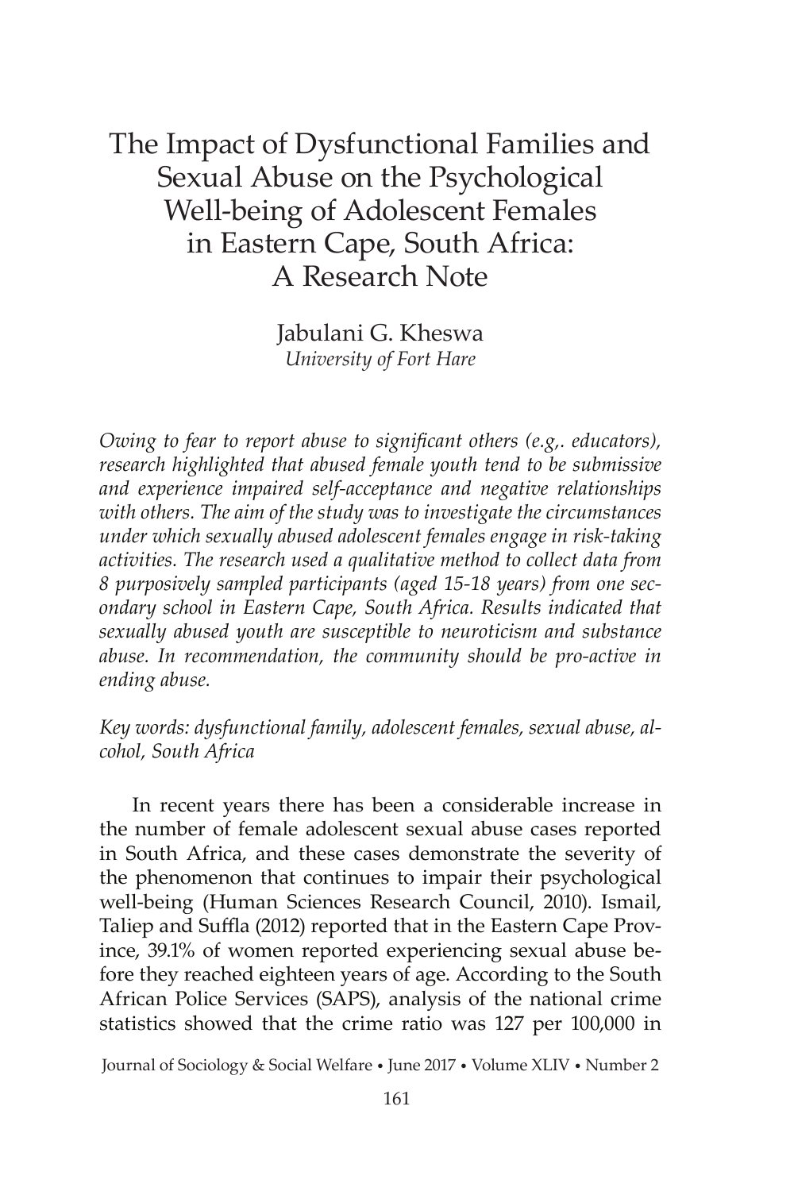# The Impact of Dysfunctional Families and Sexual Abuse on the Psychological Well-being of Adolescent Females in Eastern Cape, South Africa: A Research Note

Jabulani G. Kheswa
*University of Fort Hare*

*Owing to fear to report abuse to significant others (e.g,. educators), research highlighted that abused female youth tend to be submissive and experience impaired self-acceptance and negative relationships with others. The aim of the study was to investigate the circumstances under which sexually abused adolescent females engage in risk-taking activities. The research used a qualitative method to collect data from 8 purposively sampled participants (aged 15-18 years) from one secondary school in Eastern Cape, South Africa. Results indicated that sexually abused youth are susceptible to neuroticism and substance abuse. In recommendation, the community should be pro-active in ending abuse.*

*Key words: dysfunctional family, adolescent females, sexual abuse, alcohol, South Africa*

In recent years there has been a considerable increase in the number of female adolescent sexual abuse cases reported in South Africa, and these cases demonstrate the severity of the phenomenon that continues to impair their psychological well-being (Human Sciences Research Council, 2010). Ismail, Taliep and Suffla (2012) reported that in the Eastern Cape Province, 39.1% of women reported experiencing sexual abuse before they reached eighteen years of age. According to the South African Police Services (SAPS), analysis of the national crime statistics showed that the crime ratio was 127 per 100,000 in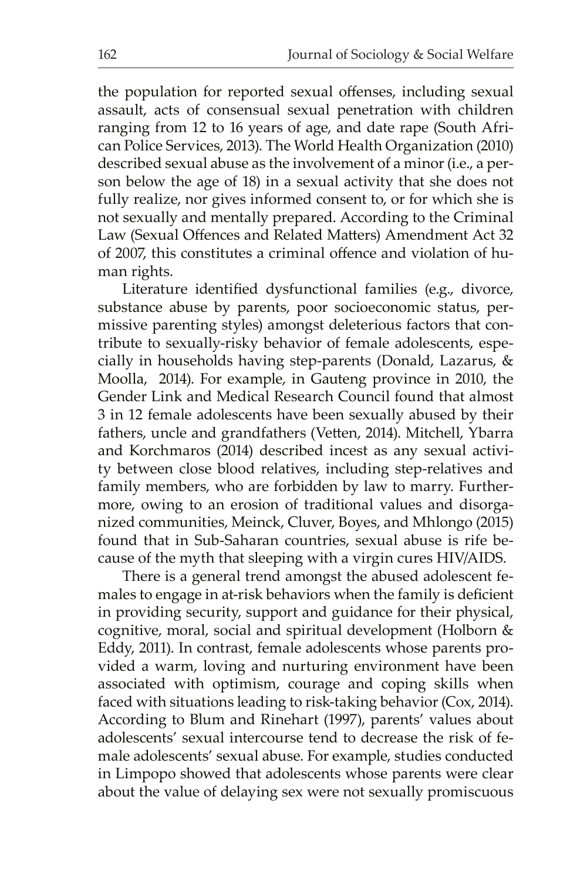the population for reported sexual offenses, including sexual assault, acts of consensual sexual penetration with children ranging from 12 to 16 years of age, and date rape (South African Police Services, 2013). The World Health Organization (2010) described sexual abuse as the involvement of a minor (i.e., a person below the age of 18) in a sexual activity that she does not fully realize, nor gives informed consent to, or for which she is not sexually and mentally prepared. According to the Criminal Law (Sexual Offences and Related Matters) Amendment Act 32 of 2007, this constitutes a criminal offence and violation of human rights.

Literature identified dysfunctional families (e.g., divorce, substance abuse by parents, poor socioeconomic status, permissive parenting styles) amongst deleterious factors that contribute to sexually-risky behavior of female adolescents, especially in households having step-parents (Donald, Lazarus, & Moolla, 2014). For example, in Gauteng province in 2010, the Gender Link and Medical Research Council found that almost 3 in 12 female adolescents have been sexually abused by their fathers, uncle and grandfathers (Vetten, 2014). Mitchell, Ybarra and Korchmaros (2014) described incest as any sexual activity between close blood relatives, including step-relatives and family members, who are forbidden by law to marry. Furthermore, owing to an erosion of traditional values and disorganized communities, Meinck, Cluver, Boyes, and Mhlongo (2015) found that in Sub-Saharan countries, sexual abuse is rife because of the myth that sleeping with a virgin cures HIV/AIDS.

There is a general trend amongst the abused adolescent females to engage in at-risk behaviors when the family is deficient in providing security, support and guidance for their physical, cognitive, moral, social and spiritual development (Holborn & Eddy, 2011). In contrast, female adolescents whose parents provided a warm, loving and nurturing environment have been associated with optimism, courage and coping skills when faced with situations leading to risk-taking behavior (Cox, 2014). According to Blum and Rinehart (1997), parents' values about adolescents' sexual intercourse tend to decrease the risk of female adolescents' sexual abuse. For example, studies conducted in Limpopo showed that adolescents whose parents were clear about the value of delaying sex were not sexually promiscuous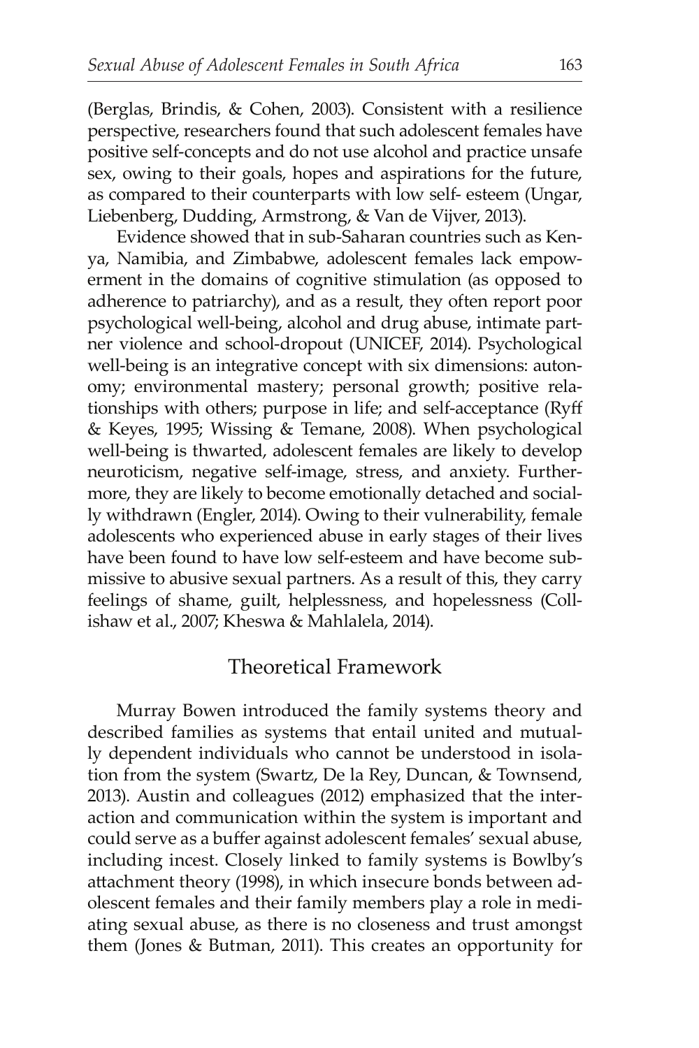(Berglas, Brindis, & Cohen, 2003). Consistent with a resilience perspective, researchers found that such adolescent females have positive self-concepts and do not use alcohol and practice unsafe sex, owing to their goals, hopes and aspirations for the future, as compared to their counterparts with low self- esteem (Ungar, Liebenberg, Dudding, Armstrong, & Van de Vijver, 2013).

Evidence showed that in sub-Saharan countries such as Kenya, Namibia, and Zimbabwe, adolescent females lack empowerment in the domains of cognitive stimulation (as opposed to adherence to patriarchy), and as a result, they often report poor psychological well-being, alcohol and drug abuse, intimate partner violence and school-dropout (UNICEF, 2014). Psychological well-being is an integrative concept with six dimensions: autonomy; environmental mastery; personal growth; positive relationships with others; purpose in life; and self-acceptance (Ryff & Keyes, 1995; Wissing & Temane, 2008). When psychological well-being is thwarted, adolescent females are likely to develop neuroticism, negative self-image, stress, and anxiety. Furthermore, they are likely to become emotionally detached and socially withdrawn (Engler, 2014). Owing to their vulnerability, female adolescents who experienced abuse in early stages of their lives have been found to have low self-esteem and have become submissive to abusive sexual partners. As a result of this, they carry feelings of shame, guilt, helplessness, and hopelessness (Collishaw et al., 2007; Kheswa & Mahlalela, 2014).

## Theoretical Framework

Murray Bowen introduced the family systems theory and described families as systems that entail united and mutually dependent individuals who cannot be understood in isolation from the system (Swartz, De la Rey, Duncan, & Townsend, 2013). Austin and colleagues (2012) emphasized that the interaction and communication within the system is important and could serve as a buffer against adolescent females' sexual abuse, including incest. Closely linked to family systems is Bowlby's attachment theory (1998), in which insecure bonds between adolescent females and their family members play a role in mediating sexual abuse, as there is no closeness and trust amongst them (Jones & Butman, 2011). This creates an opportunity for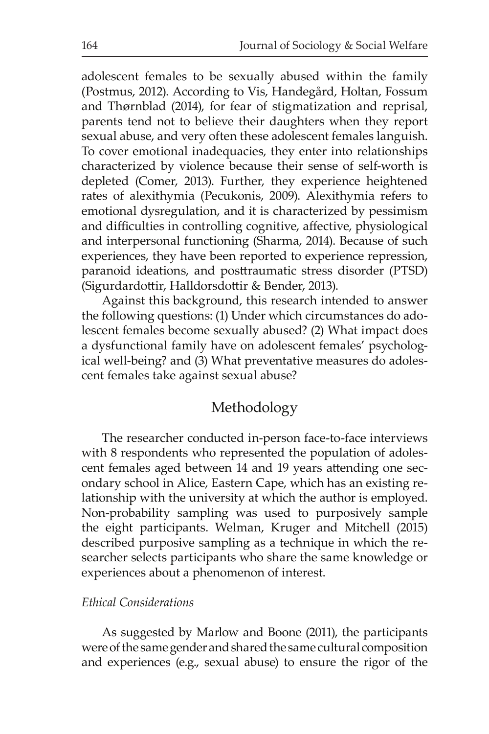adolescent females to be sexually abused within the family (Postmus, 2012). According to Vis, Handegård, Holtan, Fossum and Thørnblad (2014), for fear of stigmatization and reprisal, parents tend not to believe their daughters when they report sexual abuse, and very often these adolescent females languish. To cover emotional inadequacies, they enter into relationships characterized by violence because their sense of self-worth is depleted (Comer, 2013). Further, they experience heightened rates of alexithymia (Pecukonis, 2009). Alexithymia refers to emotional dysregulation, and it is characterized by pessimism and difficulties in controlling cognitive, affective, physiological and interpersonal functioning (Sharma, 2014). Because of such experiences, they have been reported to experience repression, paranoid ideations, and posttraumatic stress disorder (PTSD) (Sigurdardottir, Halldorsdottir & Bender, 2013).

Against this background, this research intended to answer the following questions: (1) Under which circumstances do adolescent females become sexually abused? (2) What impact does a dysfunctional family have on adolescent females' psychological well-being? and (3) What preventative measures do adolescent females take against sexual abuse?

## Methodology

The researcher conducted in-person face-to-face interviews with 8 respondents who represented the population of adolescent females aged between 14 and 19 years attending one secondary school in Alice, Eastern Cape, which has an existing relationship with the university at which the author is employed. Non-probability sampling was used to purposively sample the eight participants. Welman, Kruger and Mitchell (2015) described purposive sampling as a technique in which the researcher selects participants who share the same knowledge or experiences about a phenomenon of interest.

### *Ethical Considerations*

As suggested by Marlow and Boone (2011), the participants were of the same gender and shared the same cultural composition and experiences (e.g., sexual abuse) to ensure the rigor of the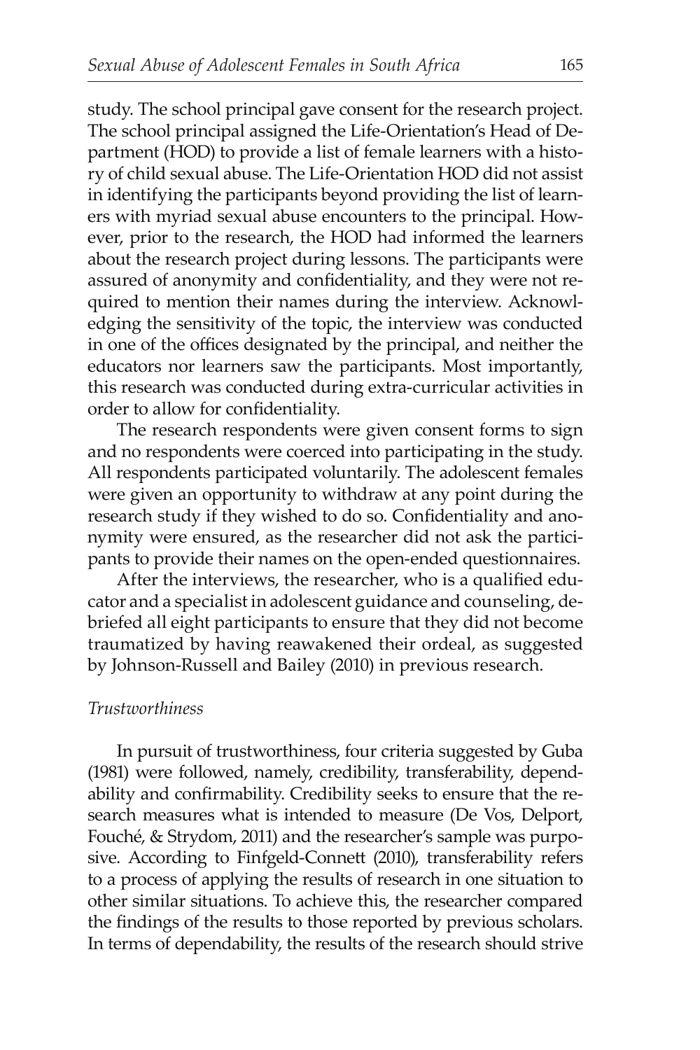study. The school principal gave consent for the research project. The school principal assigned the Life-Orientation's Head of Department (HOD) to provide a list of female learners with a history of child sexual abuse. The Life-Orientation HOD did not assist in identifying the participants beyond providing the list of learners with myriad sexual abuse encounters to the principal. However, prior to the research, the HOD had informed the learners about the research project during lessons. The participants were assured of anonymity and confidentiality, and they were not required to mention their names during the interview. Acknowledging the sensitivity of the topic, the interview was conducted in one of the offices designated by the principal, and neither the educators nor learners saw the participants. Most importantly, this research was conducted during extra-curricular activities in order to allow for confidentiality.

The research respondents were given consent forms to sign and no respondents were coerced into participating in the study. All respondents participated voluntarily. The adolescent females were given an opportunity to withdraw at any point during the research study if they wished to do so. Confidentiality and anonymity were ensured, as the researcher did not ask the participants to provide their names on the open-ended questionnaires.

After the interviews, the researcher, who is a qualified educator and a specialist in adolescent guidance and counseling, debriefed all eight participants to ensure that they did not become traumatized by having reawakened their ordeal, as suggested by Johnson-Russell and Bailey (2010) in previous research.

*Trustworthiness*

In pursuit of trustworthiness, four criteria suggested by Guba (1981) were followed, namely, credibility, transferability, dependability and confirmability. Credibility seeks to ensure that the research measures what is intended to measure (De Vos, Delport, Fouché, & Strydom, 2011) and the researcher's sample was purposive. According to Finfgeld-Connett (2010), transferability refers to a process of applying the results of research in one situation to other similar situations. To achieve this, the researcher compared the findings of the results to those reported by previous scholars. In terms of dependability, the results of the research should strive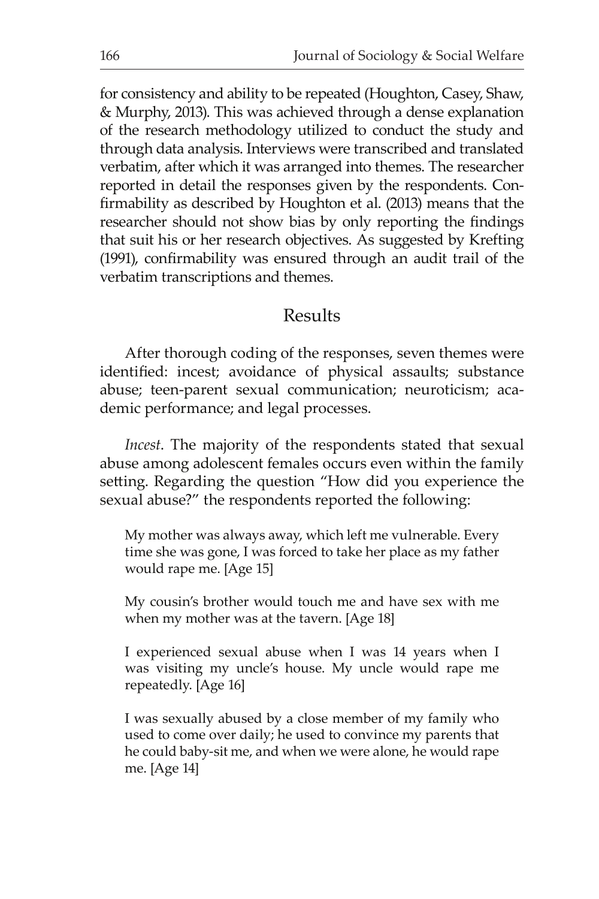for consistency and ability to be repeated (Houghton, Casey, Shaw, & Murphy, 2013). This was achieved through a dense explanation of the research methodology utilized to conduct the study and through data analysis. Interviews were transcribed and translated verbatim, after which it was arranged into themes. The researcher reported in detail the responses given by the respondents. Confirmability as described by Houghton et al. (2013) means that the researcher should not show bias by only reporting the findings that suit his or her research objectives. As suggested by Krefting (1991), confirmability was ensured through an audit trail of the verbatim transcriptions and themes.

## Results

After thorough coding of the responses, seven themes were identified: incest; avoidance of physical assaults; substance abuse; teen-parent sexual communication; neuroticism; academic performance; and legal processes.

*Incest*. The majority of the respondents stated that sexual abuse among adolescent females occurs even within the family setting. Regarding the question "How did you experience the sexual abuse?" the respondents reported the following:

> My mother was always away, which left me vulnerable. Every time she was gone, I was forced to take her place as my father would rape me. [Age 15]

> My cousin's brother would touch me and have sex with me when my mother was at the tavern. [Age 18]

> I experienced sexual abuse when I was 14 years when I was visiting my uncle's house. My uncle would rape me repeatedly. [Age 16]

> I was sexually abused by a close member of my family who used to come over daily; he used to convince my parents that he could baby-sit me, and when we were alone, he would rape me. [Age 14]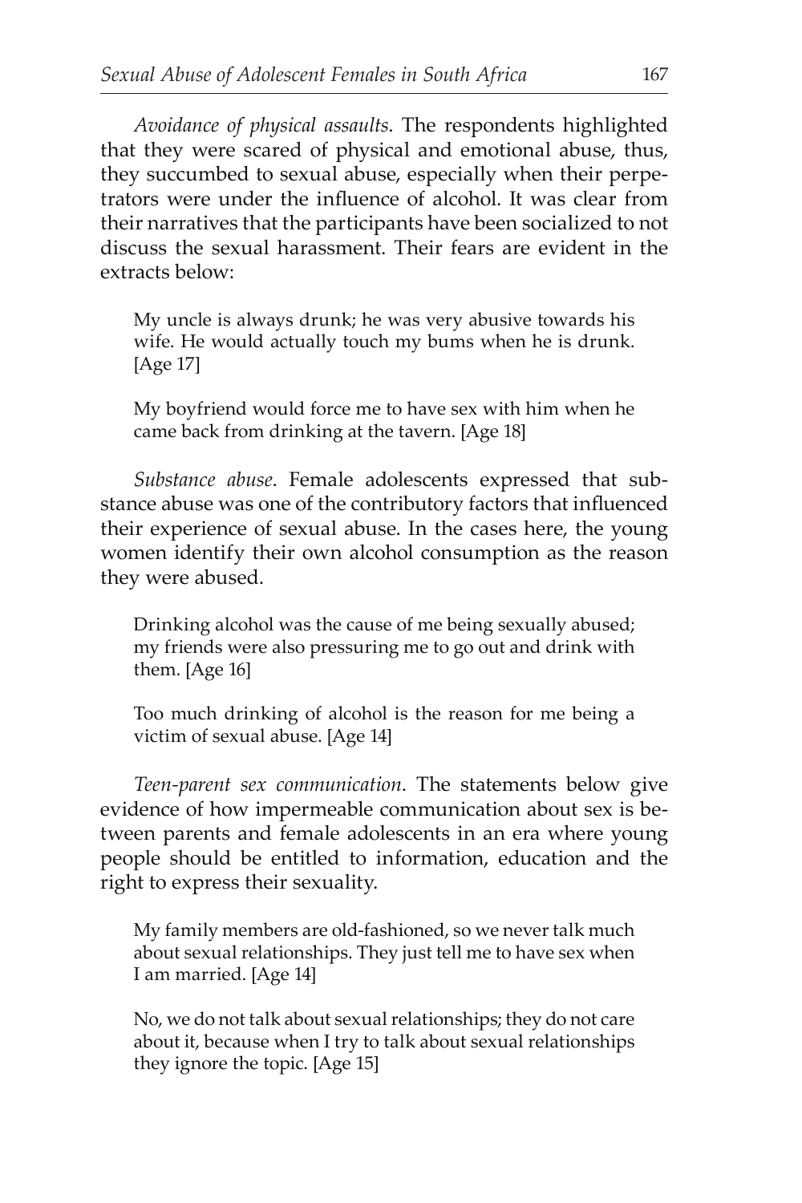*Avoidance of physical assaults*. The respondents highlighted that they were scared of physical and emotional abuse, thus, they succumbed to sexual abuse, especially when their perpetrators were under the influence of alcohol. It was clear from their narratives that the participants have been socialized to not discuss the sexual harassment. Their fears are evident in the extracts below:

> My uncle is always drunk; he was very abusive towards his wife. He would actually touch my bums when he is drunk. [Age 17]

> My boyfriend would force me to have sex with him when he came back from drinking at the tavern. [Age 18]

*Substance abuse*. Female adolescents expressed that substance abuse was one of the contributory factors that influenced their experience of sexual abuse. In the cases here, the young women identify their own alcohol consumption as the reason they were abused.

> Drinking alcohol was the cause of me being sexually abused; my friends were also pressuring me to go out and drink with them. [Age 16]

> Too much drinking of alcohol is the reason for me being a victim of sexual abuse. [Age 14]

*Teen-parent sex communication*. The statements below give evidence of how impermeable communication about sex is between parents and female adolescents in an era where young people should be entitled to information, education and the right to express their sexuality.

> My family members are old-fashioned, so we never talk much about sexual relationships. They just tell me to have sex when I am married. [Age 14]

> No, we do not talk about sexual relationships; they do not care about it, because when I try to talk about sexual relationships they ignore the topic. [Age 15]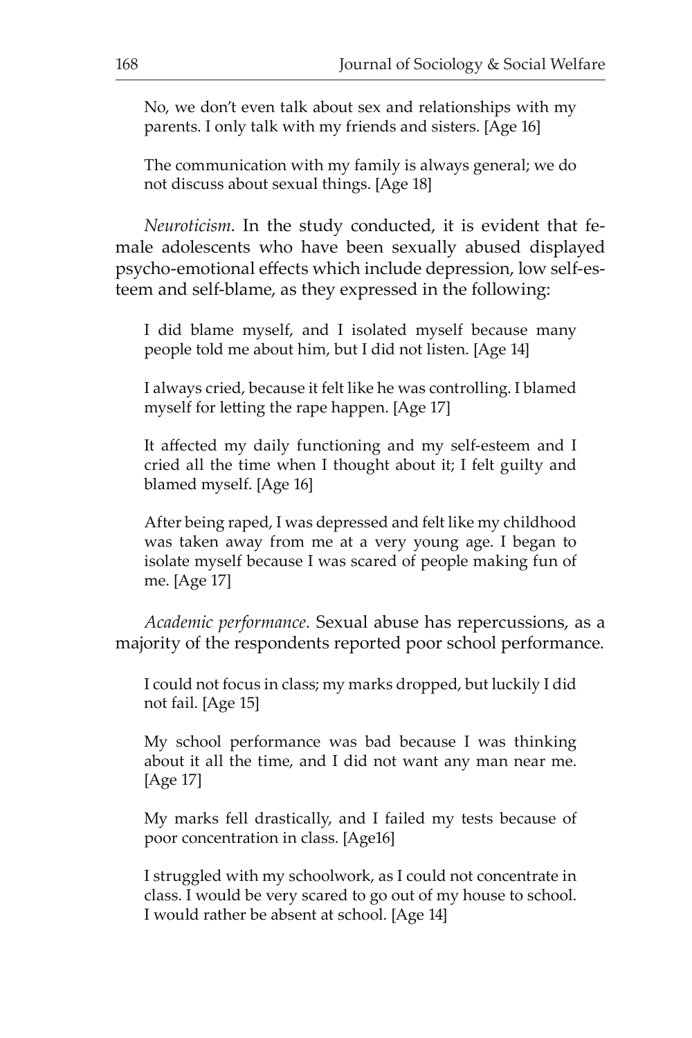> No, we don't even talk about sex and relationships with my parents. I only talk with my friends and sisters. [Age 16]

> The communication with my family is always general; we do not discuss about sexual things. [Age 18]

*Neuroticism*. In the study conducted, it is evident that female adolescents who have been sexually abused displayed psycho-emotional effects which include depression, low self-esteem and self-blame, as they expressed in the following:

> I did blame myself, and I isolated myself because many people told me about him, but I did not listen. [Age 14]

> I always cried, because it felt like he was controlling. I blamed myself for letting the rape happen. [Age 17]

> It affected my daily functioning and my self-esteem and I cried all the time when I thought about it; I felt guilty and blamed myself. [Age 16]

> After being raped, I was depressed and felt like my childhood was taken away from me at a very young age. I began to isolate myself because I was scared of people making fun of me. [Age 17]

*Academic performance.* Sexual abuse has repercussions, as a majority of the respondents reported poor school performance.

> I could not focus in class; my marks dropped, but luckily I did not fail. [Age 15]

> My school performance was bad because I was thinking about it all the time, and I did not want any man near me. [Age 17]

> My marks fell drastically, and I failed my tests because of poor concentration in class. [Age16]

> I struggled with my schoolwork, as I could not concentrate in class. I would be very scared to go out of my house to school. I would rather be absent at school. [Age 14]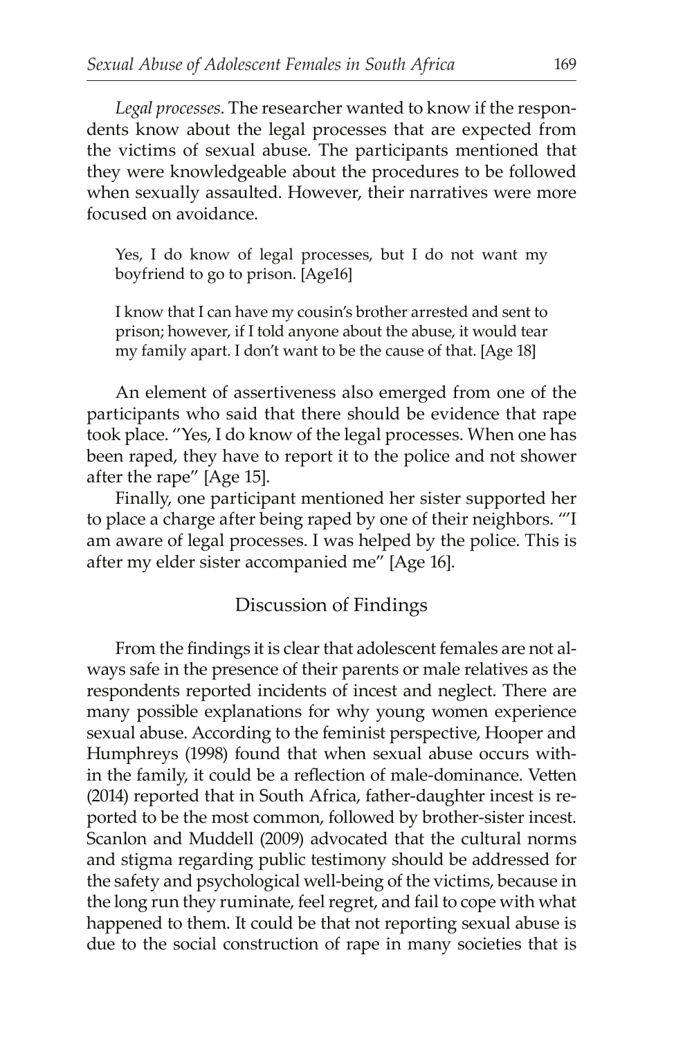*Legal processes*. The researcher wanted to know if the respondents know about the legal processes that are expected from the victims of sexual abuse. The participants mentioned that they were knowledgeable about the procedures to be followed when sexually assaulted. However, their narratives were more focused on avoidance.

> Yes, I do know of legal processes, but I do not want my boyfriend to go to prison. [Age16]
>
> I know that I can have my cousin's brother arrested and sent to prison; however, if I told anyone about the abuse, it would tear my family apart. I don't want to be the cause of that. [Age 18]

An element of assertiveness also emerged from one of the participants who said that there should be evidence that rape took place. "Yes, I do know of the legal processes. When one has been raped, they have to report it to the police and not shower after the rape" [Age 15].

Finally, one participant mentioned her sister supported her to place a charge after being raped by one of their neighbors. "'I am aware of legal processes. I was helped by the police. This is after my elder sister accompanied me" [Age 16].

## Discussion of Findings

From the findings it is clear that adolescent females are not always safe in the presence of their parents or male relatives as the respondents reported incidents of incest and neglect. There are many possible explanations for why young women experience sexual abuse. According to the feminist perspective, Hooper and Humphreys (1998) found that when sexual abuse occurs within the family, it could be a reflection of male-dominance. Vetten (2014) reported that in South Africa, father-daughter incest is reported to be the most common, followed by brother-sister incest. Scanlon and Muddell (2009) advocated that the cultural norms and stigma regarding public testimony should be addressed for the safety and psychological well-being of the victims, because in the long run they ruminate, feel regret, and fail to cope with what happened to them. It could be that not reporting sexual abuse is due to the social construction of rape in many societies that is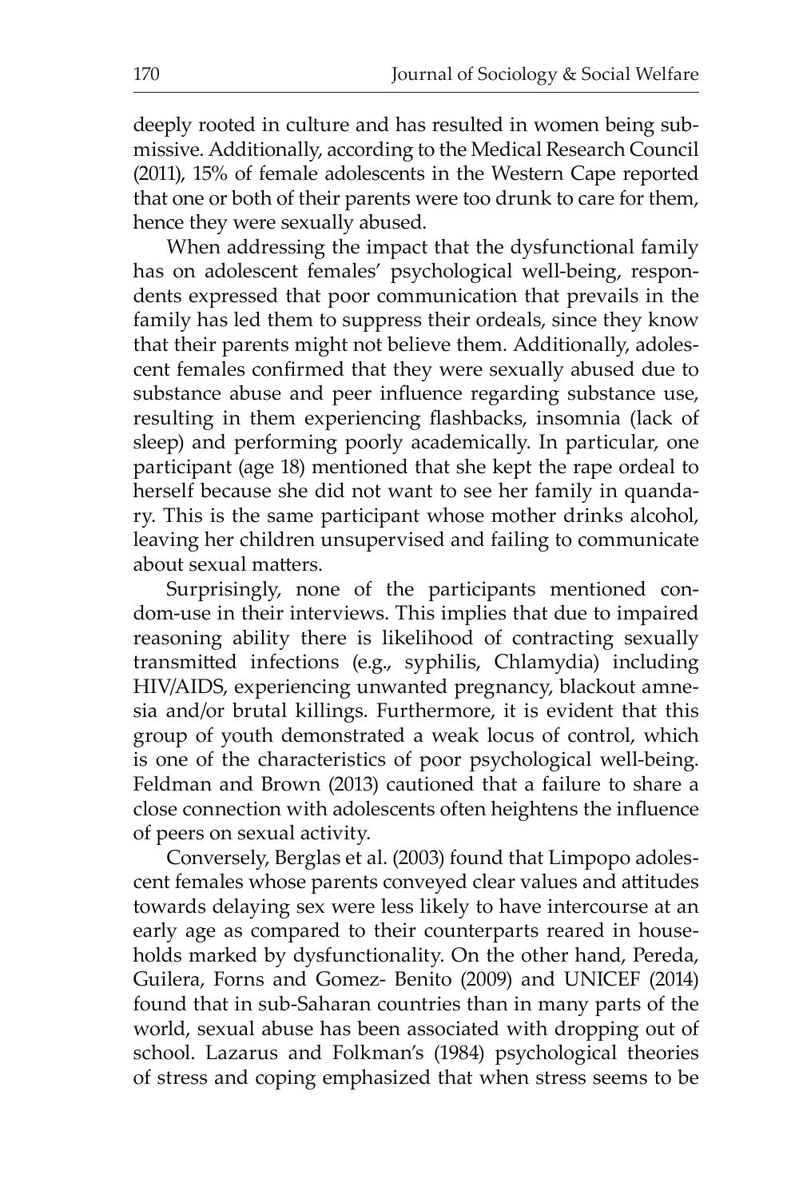deeply rooted in culture and has resulted in women being submissive. Additionally, according to the Medical Research Council (2011), 15% of female adolescents in the Western Cape reported that one or both of their parents were too drunk to care for them, hence they were sexually abused.

When addressing the impact that the dysfunctional family has on adolescent females' psychological well-being, respondents expressed that poor communication that prevails in the family has led them to suppress their ordeals, since they know that their parents might not believe them. Additionally, adolescent females confirmed that they were sexually abused due to substance abuse and peer influence regarding substance use, resulting in them experiencing flashbacks, insomnia (lack of sleep) and performing poorly academically. In particular, one participant (age 18) mentioned that she kept the rape ordeal to herself because she did not want to see her family in quandary. This is the same participant whose mother drinks alcohol, leaving her children unsupervised and failing to communicate about sexual matters.

Surprisingly, none of the participants mentioned condom-use in their interviews. This implies that due to impaired reasoning ability there is likelihood of contracting sexually transmitted infections (e.g., syphilis, Chlamydia) including HIV/AIDS, experiencing unwanted pregnancy, blackout amnesia and/or brutal killings. Furthermore, it is evident that this group of youth demonstrated a weak locus of control, which is one of the characteristics of poor psychological well-being. Feldman and Brown (2013) cautioned that a failure to share a close connection with adolescents often heightens the influence of peers on sexual activity.

Conversely, Berglas et al. (2003) found that Limpopo adolescent females whose parents conveyed clear values and attitudes towards delaying sex were less likely to have intercourse at an early age as compared to their counterparts reared in households marked by dysfunctionality. On the other hand, Pereda, Guilera, Forns and Gomez- Benito (2009) and UNICEF (2014) found that in sub-Saharan countries than in many parts of the world, sexual abuse has been associated with dropping out of school. Lazarus and Folkman's (1984) psychological theories of stress and coping emphasized that when stress seems to be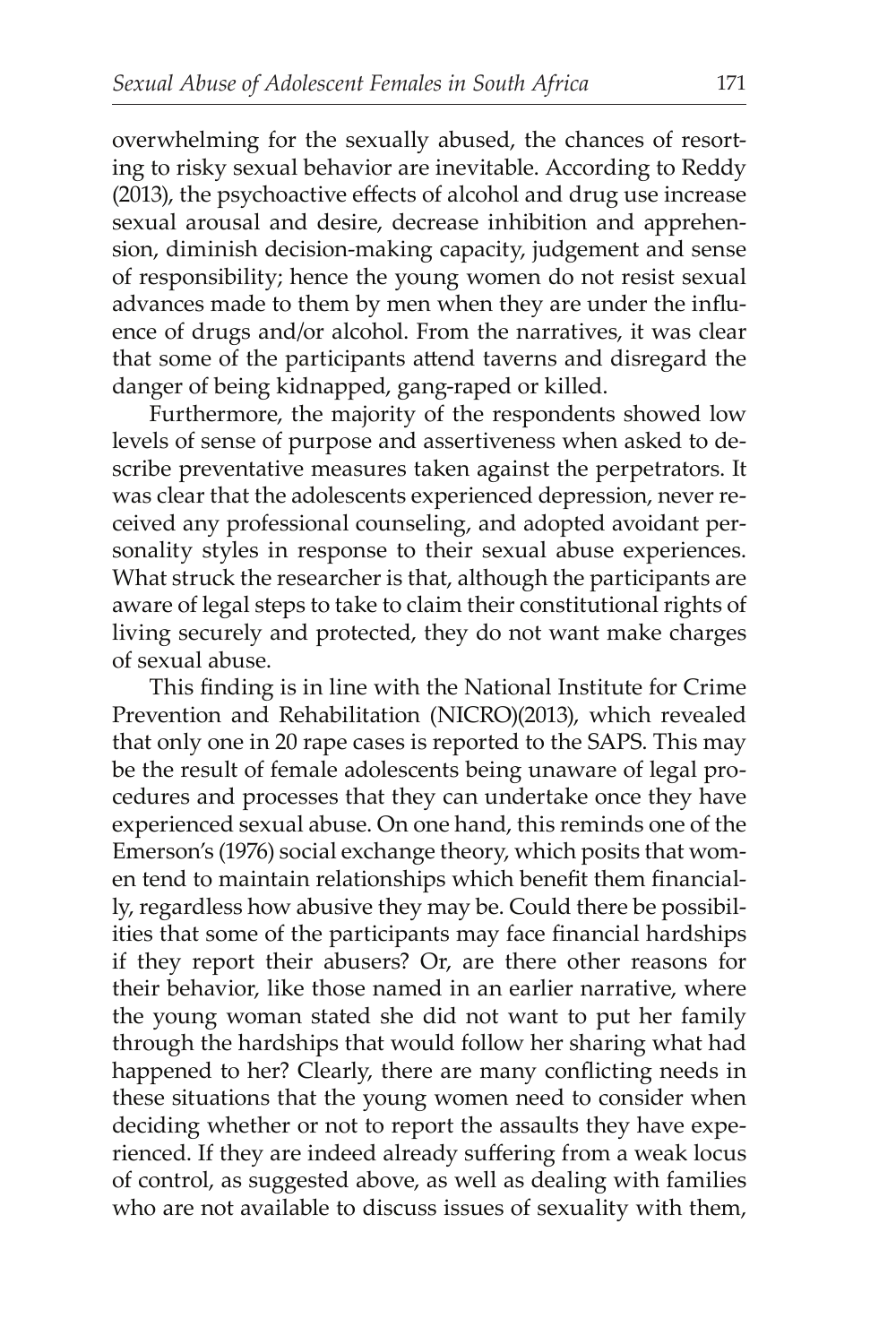overwhelming for the sexually abused, the chances of resorting to risky sexual behavior are inevitable. According to Reddy (2013), the psychoactive effects of alcohol and drug use increase sexual arousal and desire, decrease inhibition and apprehension, diminish decision-making capacity, judgement and sense of responsibility; hence the young women do not resist sexual advances made to them by men when they are under the influence of drugs and/or alcohol. From the narratives, it was clear that some of the participants attend taverns and disregard the danger of being kidnapped, gang-raped or killed.

Furthermore, the majority of the respondents showed low levels of sense of purpose and assertiveness when asked to describe preventative measures taken against the perpetrators. It was clear that the adolescents experienced depression, never received any professional counseling, and adopted avoidant personality styles in response to their sexual abuse experiences. What struck the researcher is that, although the participants are aware of legal steps to take to claim their constitutional rights of living securely and protected, they do not want make charges of sexual abuse.

This finding is in line with the National Institute for Crime Prevention and Rehabilitation (NICRO)(2013), which revealed that only one in 20 rape cases is reported to the SAPS. This may be the result of female adolescents being unaware of legal procedures and processes that they can undertake once they have experienced sexual abuse. On one hand, this reminds one of the Emerson's (1976) social exchange theory, which posits that women tend to maintain relationships which benefit them financially, regardless how abusive they may be. Could there be possibilities that some of the participants may face financial hardships if they report their abusers? Or, are there other reasons for their behavior, like those named in an earlier narrative, where the young woman stated she did not want to put her family through the hardships that would follow her sharing what had happened to her? Clearly, there are many conflicting needs in these situations that the young women need to consider when deciding whether or not to report the assaults they have experienced. If they are indeed already suffering from a weak locus of control, as suggested above, as well as dealing with families who are not available to discuss issues of sexuality with them,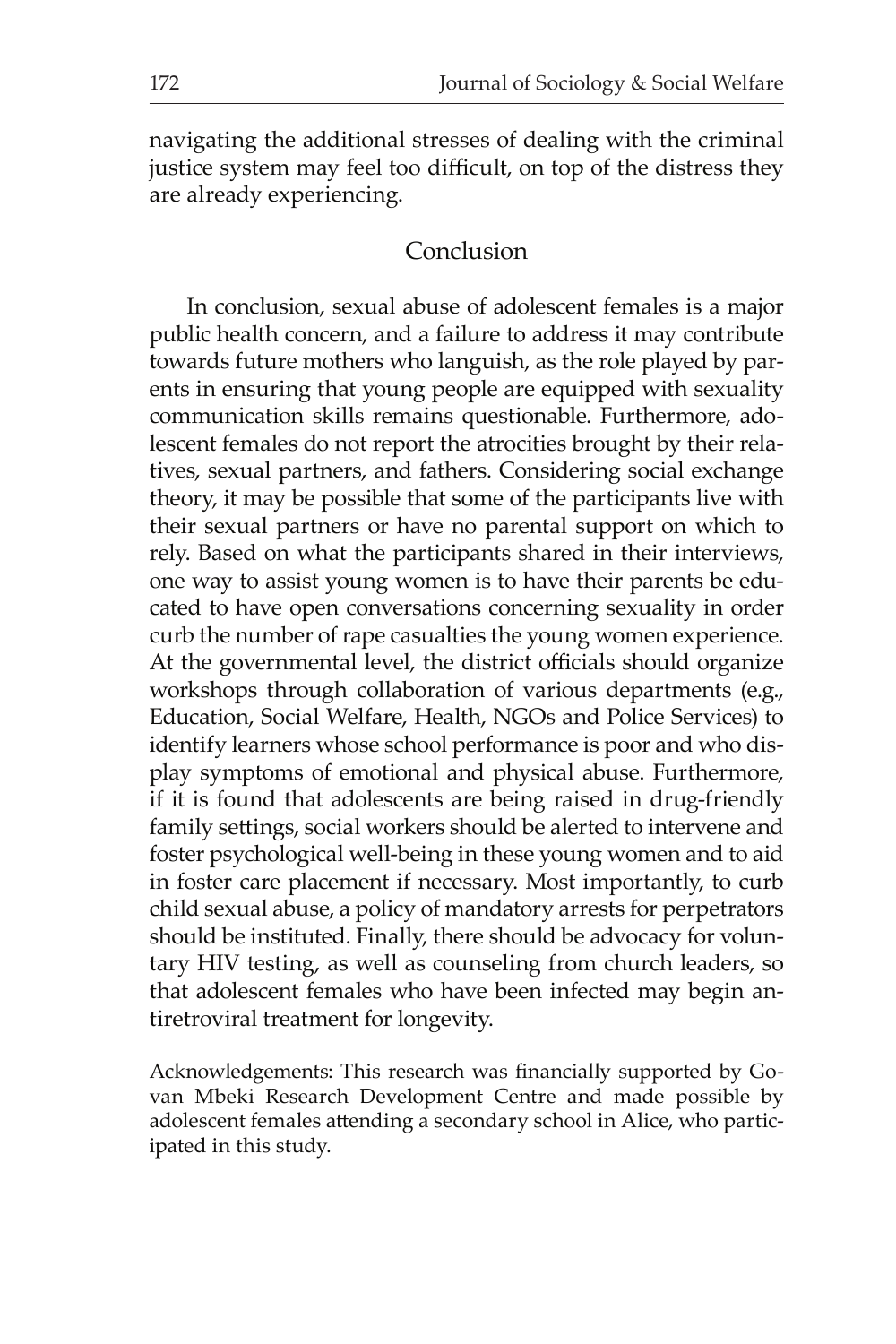navigating the additional stresses of dealing with the criminal justice system may feel too difficult, on top of the distress they are already experiencing.

## Conclusion

In conclusion, sexual abuse of adolescent females is a major public health concern, and a failure to address it may contribute towards future mothers who languish, as the role played by parents in ensuring that young people are equipped with sexuality communication skills remains questionable. Furthermore, adolescent females do not report the atrocities brought by their relatives, sexual partners, and fathers. Considering social exchange theory, it may be possible that some of the participants live with their sexual partners or have no parental support on which to rely. Based on what the participants shared in their interviews, one way to assist young women is to have their parents be educated to have open conversations concerning sexuality in order curb the number of rape casualties the young women experience. At the governmental level, the district officials should organize workshops through collaboration of various departments (e.g., Education, Social Welfare, Health, NGOs and Police Services) to identify learners whose school performance is poor and who display symptoms of emotional and physical abuse. Furthermore, if it is found that adolescents are being raised in drug-friendly family settings, social workers should be alerted to intervene and foster psychological well-being in these young women and to aid in foster care placement if necessary. Most importantly, to curb child sexual abuse, a policy of mandatory arrests for perpetrators should be instituted. Finally, there should be advocacy for voluntary HIV testing, as well as counseling from church leaders, so that adolescent females who have been infected may begin antiretroviral treatment for longevity.

Acknowledgements: This research was financially supported by Govan Mbeki Research Development Centre and made possible by adolescent females attending a secondary school in Alice, who participated in this study.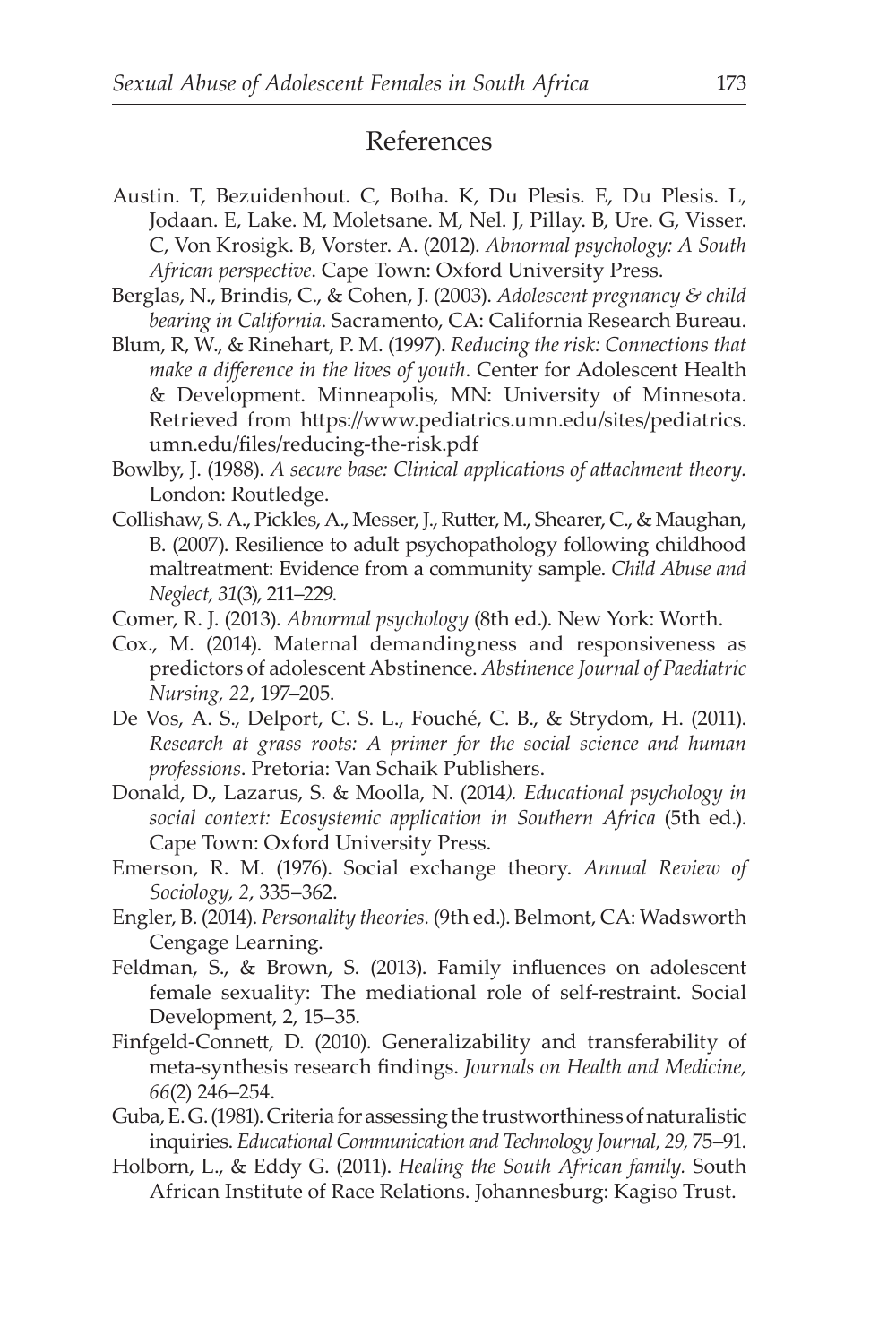## References

Austin. T, Bezuidenhout. C, Botha. K, Du Plesis. E, Du Plesis. L, Jodaan. E, Lake. M, Moletsane. M, Nel. J, Pillay. B, Ure. G, Visser. C, Von Krosigk. B, Vorster. A. (2012). *Abnormal psychology: A South African perspective*. Cape Town: Oxford University Press.

Berglas, N., Brindis, C., & Cohen, J. (2003). *Adolescent pregnancy & child bearing in California*. Sacramento, CA: California Research Bureau.

Blum, R, W., & Rinehart, P. M. (1997). *Reducing the risk: Connections that make a difference in the lives of youth*. Center for Adolescent Health & Development. Minneapolis, MN: University of Minnesota. Retrieved from https://www.pediatrics.umn.edu/sites/pediatrics.umn.edu/files/reducing-the-risk.pdf

Bowlby, J. (1988). *A secure base: Clinical applications of attachment theory.* London: Routledge.

Collishaw, S. A., Pickles, A., Messer, J., Rutter, M., Shearer, C., & Maughan, B. (2007). Resilience to adult psychopathology following childhood maltreatment: Evidence from a community sample. *Child Abuse and Neglect, 31*(3), 211–229.

Comer, R. J. (2013). *Abnormal psychology* (8th ed.). New York: Worth.

Cox., M. (2014). Maternal demandingness and responsiveness as predictors of adolescent Abstinence. *Abstinence Journal of Paediatric Nursing, 22*, 197–205.

De Vos, A. S., Delport, C. S. L., Fouché, C. B., & Strydom, H. (2011). *Research at grass roots: A primer for the social science and human professions*. Pretoria: Van Schaik Publishers.

Donald, D., Lazarus, S. & Moolla, N. (2014*). Educational psychology in social context: Ecosystemic application in Southern Africa* (5th ed.). Cape Town: Oxford University Press.

Emerson, R. M. (1976). Social exchange theory. *Annual Review of Sociology, 2*, 335–362.

Engler, B. (2014). *Personality theories.* (9th ed.). Belmont, CA: Wadsworth Cengage Learning.

Feldman, S., & Brown, S. (2013). Family influences on adolescent female sexuality: The mediational role of self-restraint. Social Development, 2, 15–35.

Finfgeld-Connett, D. (2010). Generalizability and transferability of meta-synthesis research findings. *Journals on Health and Medicine, 66*(2) 246–254.

Guba, E. G. (1981). Criteria for assessing the trustworthiness of naturalistic inquiries. *Educational Communication and Technology Journal, 29,* 75–91.

Holborn, L., & Eddy G. (2011). *Healing the South African family.* South African Institute of Race Relations. Johannesburg: Kagiso Trust.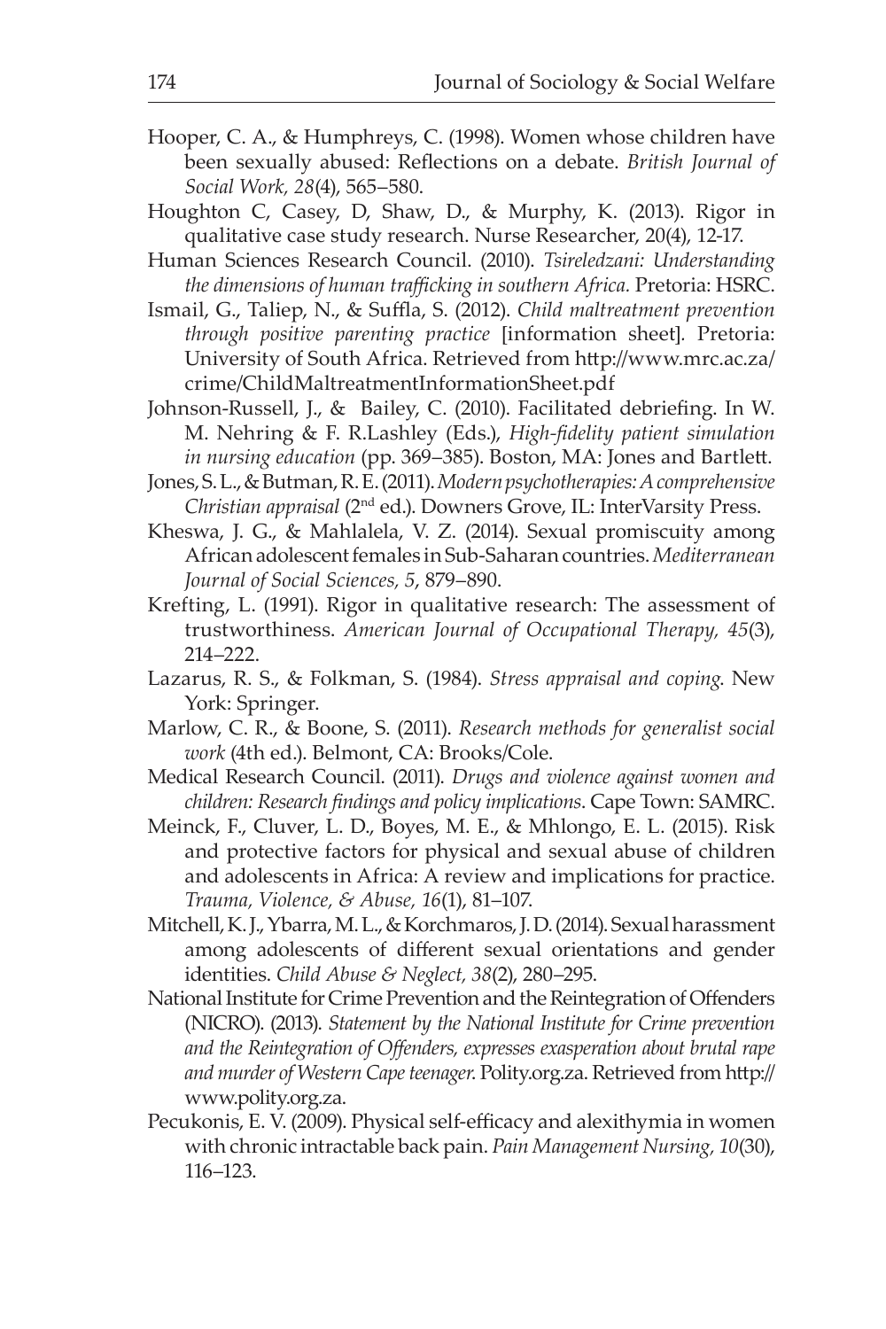Hooper, C. A., & Humphreys, C. (1998). Women whose children have been sexually abused: Reflections on a debate. *British Journal of Social Work, 28*(4), 565–580.

Houghton C, Casey, D, Shaw, D., & Murphy, K. (2013). Rigor in qualitative case study research. Nurse Researcher, 20(4), 12-17.

Human Sciences Research Council. (2010). *Tsireledzani: Understanding the dimensions of human trafficking in southern Africa.* Pretoria: HSRC.

Ismail, G., Taliep, N., & Suffla, S. (2012). *Child maltreatment prevention through positive parenting practice* [information sheet]. Pretoria: University of South Africa. Retrieved from http://www.mrc.ac.za/crime/ChildMaltreatmentInformationSheet.pdf

Johnson-Russell, J., & Bailey, C. (2010). Facilitated debriefing. In W. M. Nehring & F. R.Lashley (Eds.), *High-fidelity patient simulation in nursing education* (pp. 369–385). Boston, MA: Jones and Bartlett.

Jones, S. L., & Butman, R. E. (2011). *Modern psychotherapies: A comprehensive Christian appraisal* (2nd ed.). Downers Grove, IL: InterVarsity Press.

Kheswa, J. G., & Mahlalela, V. Z. (2014). Sexual promiscuity among African adolescent females in Sub-Saharan countries. *Mediterranean Journal of Social Sciences, 5*, 879–890.

Krefting, L. (1991). Rigor in qualitative research: The assessment of trustworthiness. *American Journal of Occupational Therapy, 45*(3), 214–222.

Lazarus, R. S., & Folkman, S. (1984). *Stress appraisal and coping*. New York: Springer.

Marlow, C. R., & Boone, S. (2011). *Research methods for generalist social work* (4th ed.). Belmont, CA: Brooks/Cole.

Medical Research Council. (2011). *Drugs and violence against women and children: Research findings and policy implications*. Cape Town: SAMRC.

Meinck, F., Cluver, L. D., Boyes, M. E., & Mhlongo, E. L. (2015). Risk and protective factors for physical and sexual abuse of children and adolescents in Africa: A review and implications for practice. *Trauma, Violence, & Abuse, 16*(1), 81–107.

Mitchell, K. J., Ybarra, M. L., & Korchmaros, J. D. (2014). Sexual harassment among adolescents of different sexual orientations and gender identities. *Child Abuse & Neglect, 38*(2), 280–295.

National Institute for Crime Prevention and the Reintegration of Offenders (NICRO). (2013). *Statement by the National Institute for Crime prevention and the Reintegration of Offenders, expresses exasperation about brutal rape and murder of Western Cape teenager*. Polity.org.za. Retrieved from http://www.polity.org.za.

Pecukonis, E. V. (2009). Physical self-efficacy and alexithymia in women with chronic intractable back pain. *Pain Management Nursing, 10*(30), 116–123.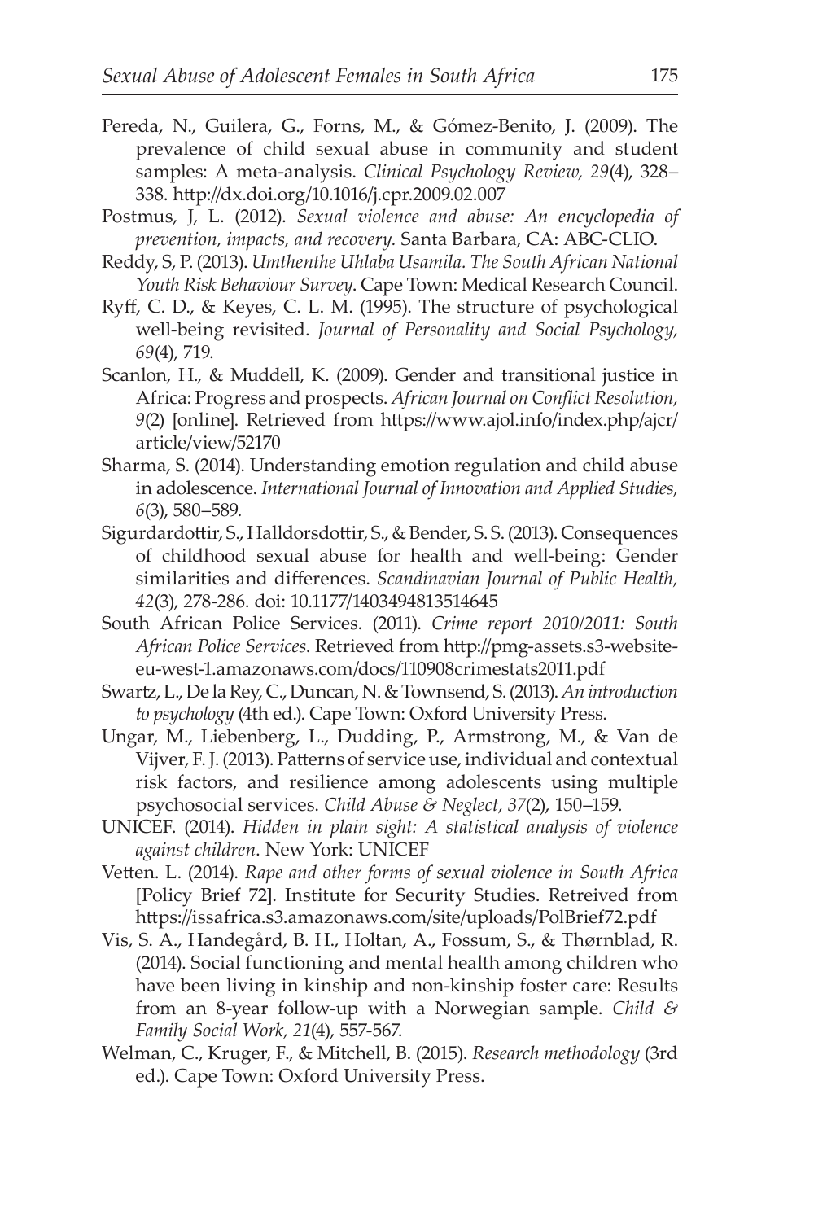Pereda, N., Guilera, G., Forns, M., & Gómez-Benito, J. (2009). The prevalence of child sexual abuse in community and student samples: A meta-analysis. *Clinical Psychology Review, 29*(4), 328–338. http://dx.doi.org/10.1016/j.cpr.2009.02.007

Postmus, J, L. (2012). *Sexual violence and abuse: An encyclopedia of prevention, impacts, and recovery.* Santa Barbara, CA: ABC-CLIO.

Reddy, S, P. (2013). *Umthenthe Uhlaba Usamila. The South African National Youth Risk Behaviour Survey*. Cape Town: Medical Research Council.

Ryff, C. D., & Keyes, C. L. M. (1995). The structure of psychological well-being revisited. *Journal of Personality and Social Psychology, 69*(4), 719.

Scanlon, H., & Muddell, K. (2009). Gender and transitional justice in Africa: Progress and prospects. *African Journal on Conflict Resolution, 9*(2) [online]. Retrieved from https://www.ajol.info/index.php/ajcr/article/view/52170

Sharma, S. (2014). Understanding emotion regulation and child abuse in adolescence. *International Journal of Innovation and Applied Studies, 6*(3), 580–589.

Sigurdardottir, S., Halldorsdottir, S., & Bender, S. S. (2013). Consequences of childhood sexual abuse for health and well-being: Gender similarities and differences. *Scandinavian Journal of Public Health, 42*(3), 278-286. doi: 10.1177/1403494813514645

South African Police Services. (2011). *Crime report 2010/2011: South African Police Services*. Retrieved from http://pmg-assets.s3-website-eu-west-1.amazonaws.com/docs/110908crimestats2011.pdf

Swartz, L., De la Rey, C., Duncan, N. & Townsend, S. (2013). *An introduction to psychology* (4th ed.). Cape Town: Oxford University Press.

Ungar, M., Liebenberg, L., Dudding, P., Armstrong, M., & Van de Vijver, F. J. (2013). Patterns of service use, individual and contextual risk factors, and resilience among adolescents using multiple psychosocial services. *Child Abuse & Neglect, 37*(2), 150–159.

UNICEF. (2014). *Hidden in plain sight: A statistical analysis of violence against children*. New York: UNICEF

Vetten. L. (2014). *Rape and other forms of sexual violence in South Africa* [Policy Brief 72]. Institute for Security Studies. Retreived from https://issafrica.s3.amazonaws.com/site/uploads/PolBrief72.pdf

Vis, S. A., Handegård, B. H., Holtan, A., Fossum, S., & Thørnblad, R. (2014). Social functioning and mental health among children who have been living in kinship and non-kinship foster care: Results from an 8-year follow-up with a Norwegian sample. *Child & Family Social Work, 21*(4), 557-567.

Welman, C., Kruger, F., & Mitchell, B. (2015). *Research methodology* (3rd ed.). Cape Town: Oxford University Press.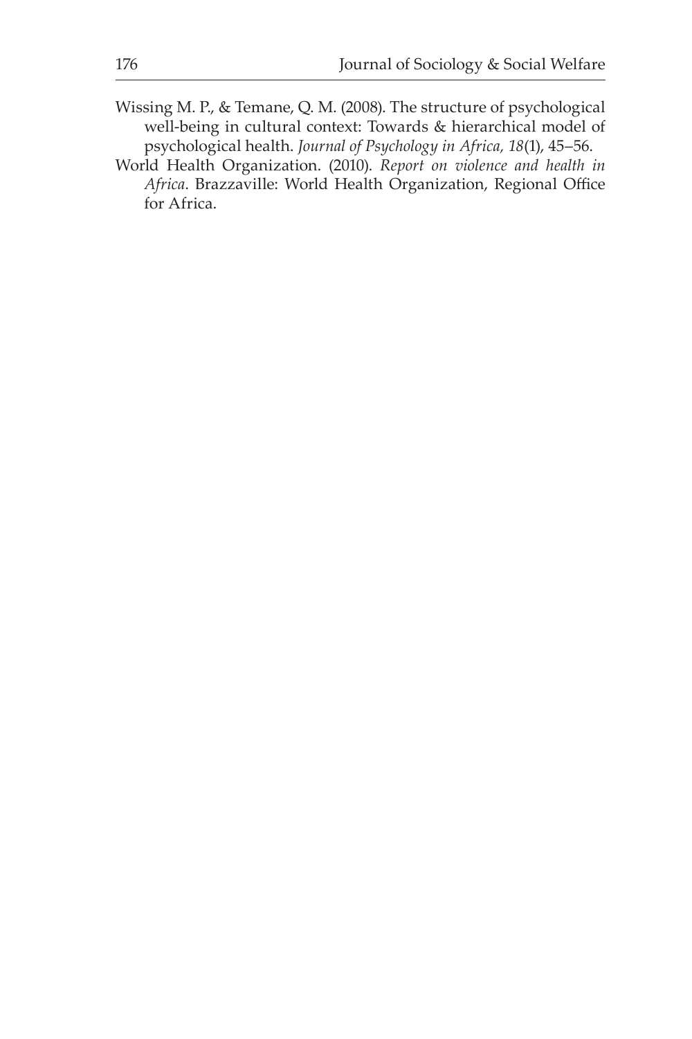Wissing M. P., & Temane, Q. M. (2008). The structure of psychological well-being in cultural context: Towards & hierarchical model of psychological health. *Journal of Psychology in Africa, 18*(1), 45–56.

World Health Organization. (2010). *Report on violence and health in Africa*. Brazzaville: World Health Organization, Regional Office for Africa.